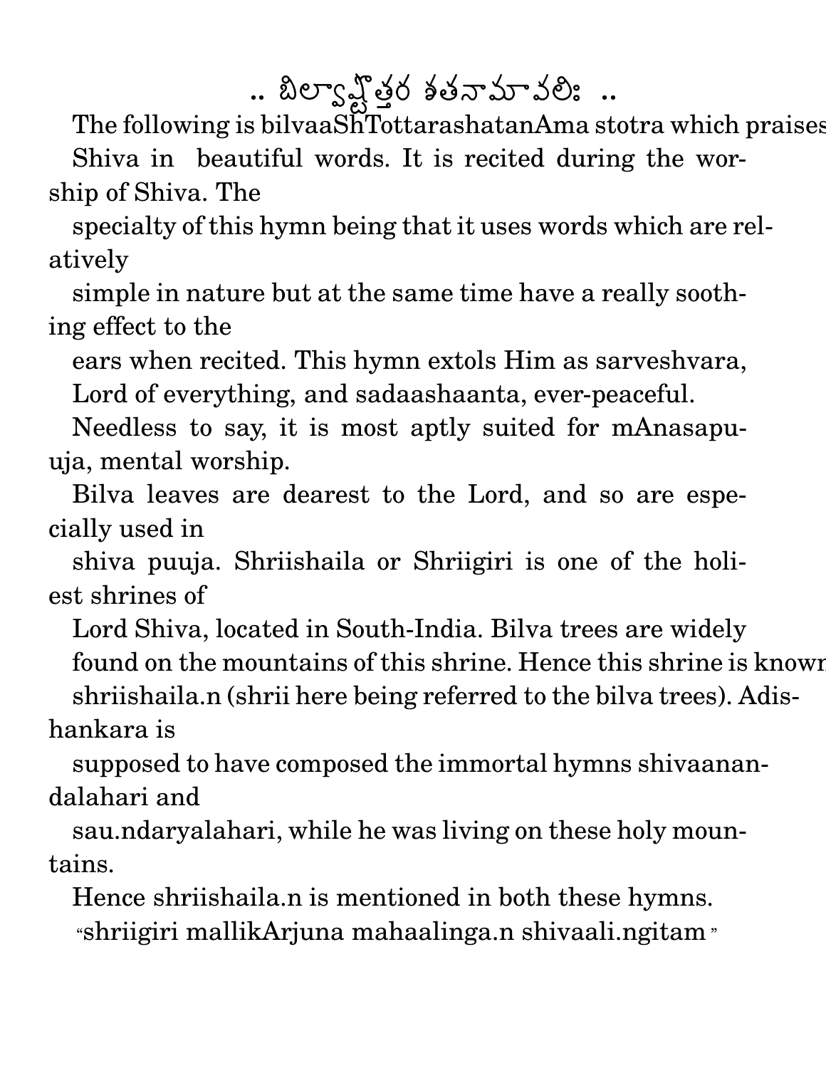# .. బిల్వాష్టోత్తర శతనామావలిః ..

The following is bilvaaShTottarashatanAma stotra which praises Shiva in beautiful words. It is recited during the worship of Shiva. The specialty of this hymn being that it uses words which are relatively simple in nature but at the same time have a really soothing effect to the ears when recited. This hymn extols Him as sarveshvara, Lord of everything, and sadaashaanta, ever-peaceful. Needless to say, it is most aptly suited for mAnasapuuja, mental worship.

Bilva leaves are dearest to the Lord, and so are especially used in shiva puuja. Shriishaila or Shriigiri is one of the holiest shrines of Lord Shiva, located in South-India. Bilva trees are widely found on the mountains of this shrine. Hence this shrine is known shriishaila.n (shrii here being referred to the bilva trees). Adishankara is supposed to have composed the immortal hymns shivaanandalahari and sau.ndaryalahari, while he was living on these holy mountains. Hence shriishaila.n is mentioned in both these hymns.

"shriigiri mallikArjuna mahaalinga.n shivaali.ngitam"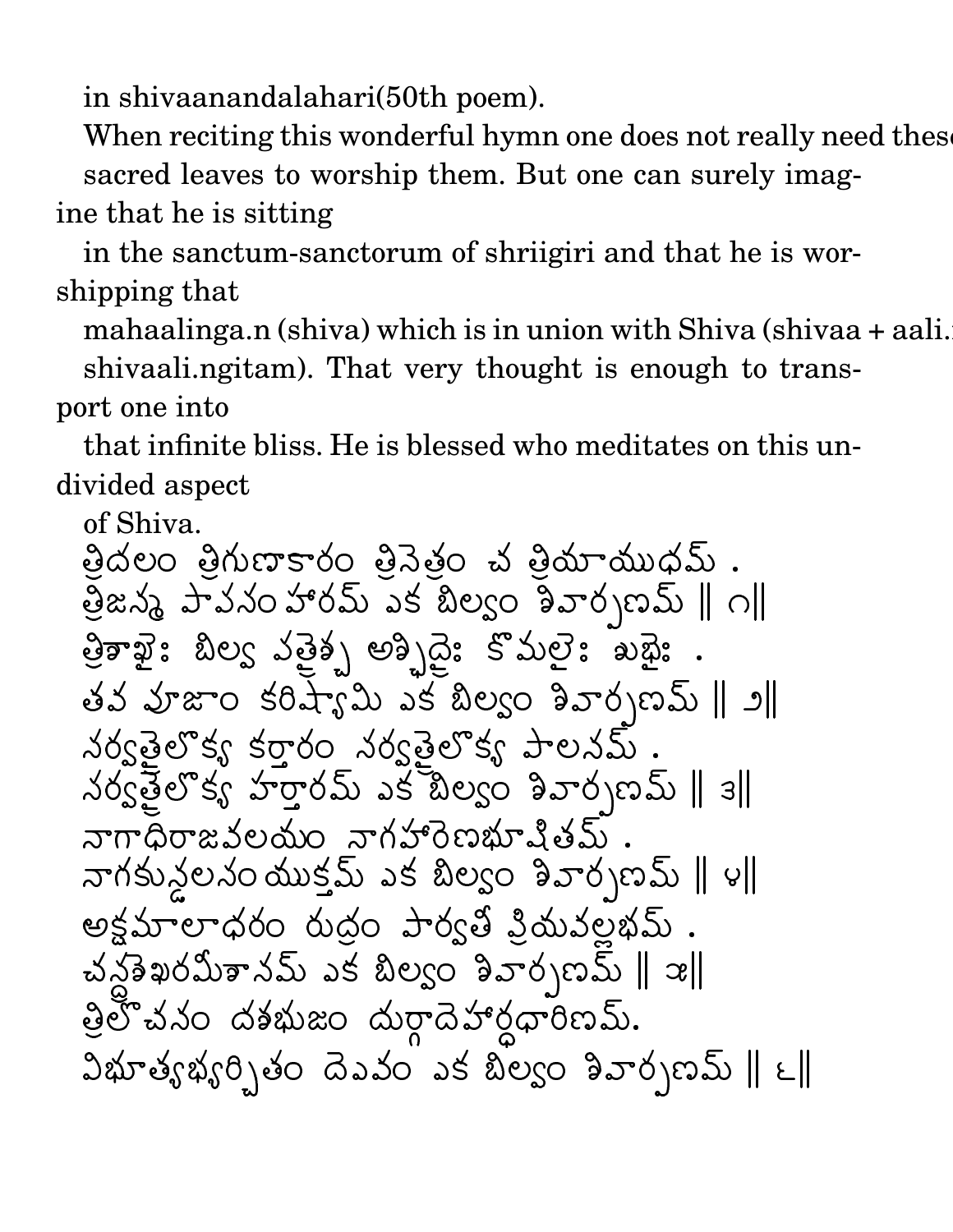in shivaanandalahari(50th poem).

When reciting this wonderful hymn one does not really need these sacred leaves to worship them. But one can surely imagine that he is sitting

in the sanctum-sanctorum of shriigiri and that he is worshipping that

mahaalinga.n (shiva) which is in union with Shiva (shivaa + aali.ngitam = shivaali.ngitam). That very thought is enough to transport one into

that infinite bliss. He is blessed who meditates on this undivided aspect

of Shiva.

త్రిదలం త్రిగుణాకారం త్రినెత్రం చ త్రియాయుధమ్ .
త్రిజన్మ పావనం హారమ్ ఎక బిల్వం శివార్పణమ్ ॥ ౧॥
త్రిశాఖైః బిల్వ పత్రైశ్చ అచ్ఛిద్రైః కోమలైః శుభైః .
తవ పూజాం కరిష్యామి ఎక బిల్వం శివార్పణమ్ ॥ ౨॥
సర్వత్రైలోక్య కర్తారం సర్వత్రైలోక్య పాలనమ్ .
సర్వత్రైలోక్య హర్తారమ్ ఎక బిల్వం శివార్పణమ్ ॥ ౩॥
నాగాధిరాజవలయం నాగహారెణభూషితమ్ .
నాగకుణ్డలసం యుక్తమ్ ఎక బిల్వం శివార్పణమ్ ॥ ౪॥
అక్షమాలాధరం రుద్రం పార్వతీ ప్రియవల్లభమ్ .
చన్ద్రశెఖరమీశానమ్ ఎక బిల్వం శివార్పణమ్ ॥ ౫॥
త్రిలోచనం దశభుజం దుర్గాదెహార్ధధారిణమ్.
విభూత్యభ్యర్చితం దెవం ఎక బిల్వం శివార్పణమ్ ॥ ౬॥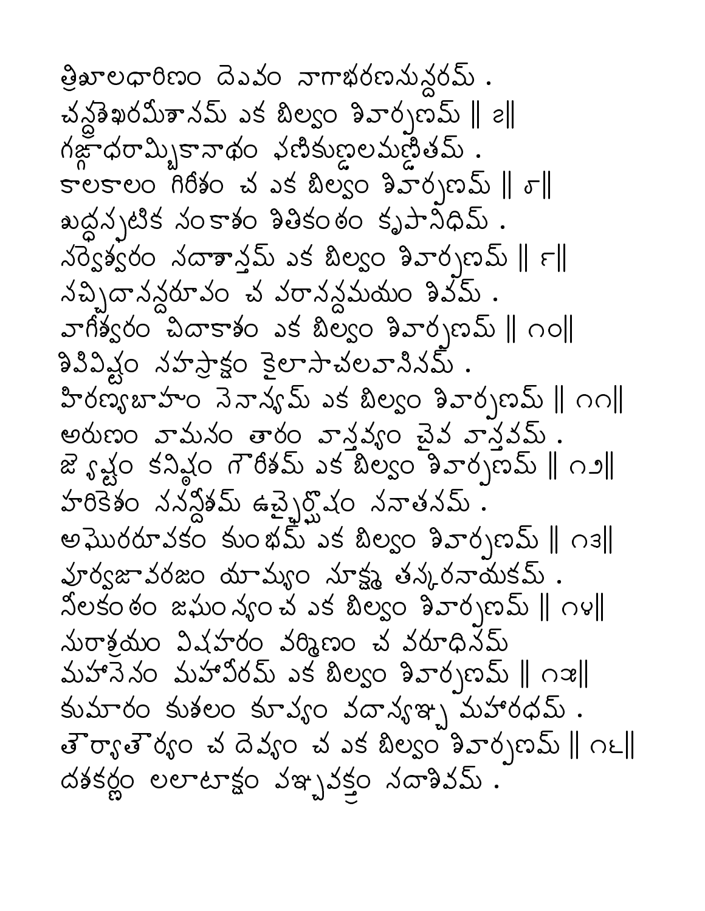త్రిశూలధారిణం దెవం నాగాభరణసున్దరమ్ .
చన్ద్రశెఖరమీశానమ్ ఏక బిల్వం శివార్పణమ్ ॥ ౭॥
గఙ్గాధరామ్బికానాథం ఫణికుణ్డలమణ్డితమ్ .
కాలకాలం గిరీశం చ ఏక బిల్వం శివార్పణమ్ ॥ ౮॥
శుద్ధస్ఫటిక సంకాశం శితికంఠం కృపానిధిమ్ .
సర్వెశ్వరం సదాశాన్తమ్ ఏక బిల్వం శివార్పణమ్ ॥ ౯॥
సచ్చిదానన్దరూపం చ పరానన్దమయం శివమ్ .
వాగీశ్వరం చిదాకాశం ఏక బిల్వం శివార్పణమ్ ॥ ౧౦॥
శిపివిష్టం సహస్రాక్షం కైలాసాచలవాసినమ్ .
హిరణ్యబాహుం సెనాన్యమ్ ఏక బిల్వం శివార్పణమ్ ॥ ౧౧॥
అరుణం వామనం తారం వాస్తవ్యం చైవ వాస్తవమ్ .
జ్యెష్టం కనిష్ఠం గౌరీశమ్ ఏక బిల్వం శివార్పణమ్ ॥ ౧౨॥
హరికెశం సనన్దీశమ్ ఉచ్చైర్ఘోషం సనాతనమ్ .
అఘోరరూపకం కుంభమ్ ఏక బిల్వం శివార్పణమ్ ॥ ౧౩॥
పూర్వజావరజం యామ్యం సూక్ష్మ తస్కరనాయకమ్ .
నీలకంఠం జఘంన్యం చ ఏక బిల్వం శివార్పణమ్ ॥ ౧౪॥
సురాశ్రయం విషహరం వర్మిణం చ వరూధినమ్
మహాసెనం మహావీరమ్ ఏక బిల్వం శివార్పణమ్ ॥ ౧౫॥
కుమారం కుశలం కూప్యం వదాన్యఞ్చ మహారథమ్ .
తౌర్యాతౌర్యం చ దెవ్యం చ ఏక బిల్వం శివార్పణమ్ ॥ ౧౬॥
దశకర్ణం లలాటాక్షం పఞ్చవక్త్రం సదాశివమ్ .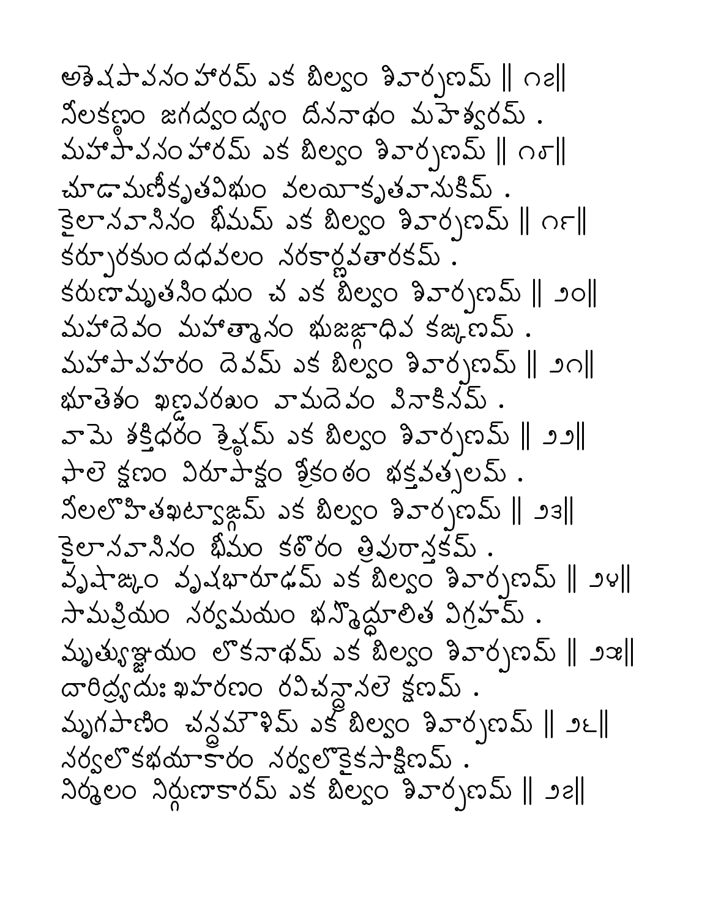అశేషపాపనంహారమ్ ఏక బిల్వం శివార్పణమ్ || ౧౭||
నీలకణ్ఠం జగద్వంద్యం దీననాథం మహేశ్వరమ్ .
మహాపాపనంహారమ్ ఏక బిల్వం శివార్పణమ్ || ౧౮||
చూడామణీకృతవిభుం వలయీకృతవానుకిమ్ .
కైలానవానినం భీమమ్ ఏక బిల్వం శివార్పణమ్ || ౧౯||
కర్పూరకుందధవలం నరకార్ణవతారకమ్ .
కరుణామృతనింధుం చ ఏక బిల్వం శివార్పణమ్ || ౨౦||
మహాదేవం మహాత్మానం భుజఙ్గాధిప కఙ్కణమ్ .
మహాపాపహరం దేవమ్ ఏక బిల్వం శివార్పణమ్ || ౨౧||
భూతేశం ఖణ్డపరశుం వామదేవం పినాకినమ్ .
వామే శక్తిధరం శ్రేష్ఠమ్ ఏక బిల్వం శివార్పణమ్ || ౨౨||
ఫాలే క్షణం విరూపాక్షం శ్రీకంఠం భక్తవత్సలమ్ .
నీలలోహితఖట్వాఙ్గమ్ ఏక బిల్వం శివార్పణమ్ || ౨౩||
కైలానవానినం భీమం కఠోరం త్రిపురాన్తకమ్ .
వృషాఙ్కం వృషభారూఢమ్ ఏక బిల్వం శివార్పణమ్ || ౨౪||
సామప్రియం నర్వమయం భస్మోద్ధూలిత విగ్రహమ్ .
మృత్యుఞ్జయం లోకనాథమ్ ఏక బిల్వం శివార్పణమ్ || ౨౫||
దారిద్ర్యదుఃఖహరణం రవిచన్ద్రానలే క్షణమ్ .
మృగపాణిం చన్ద్రమౌళిమ్ ఏక బిల్వం శివార్పణమ్ || ౨౬||
నర్వలోకభయాకారం నర్వలోకైకసాక్షిణమ్ .
నిర్మలం నిర్గుణాకారమ్ ఏక బిల్వం శివార్పణమ్ || ౨౭||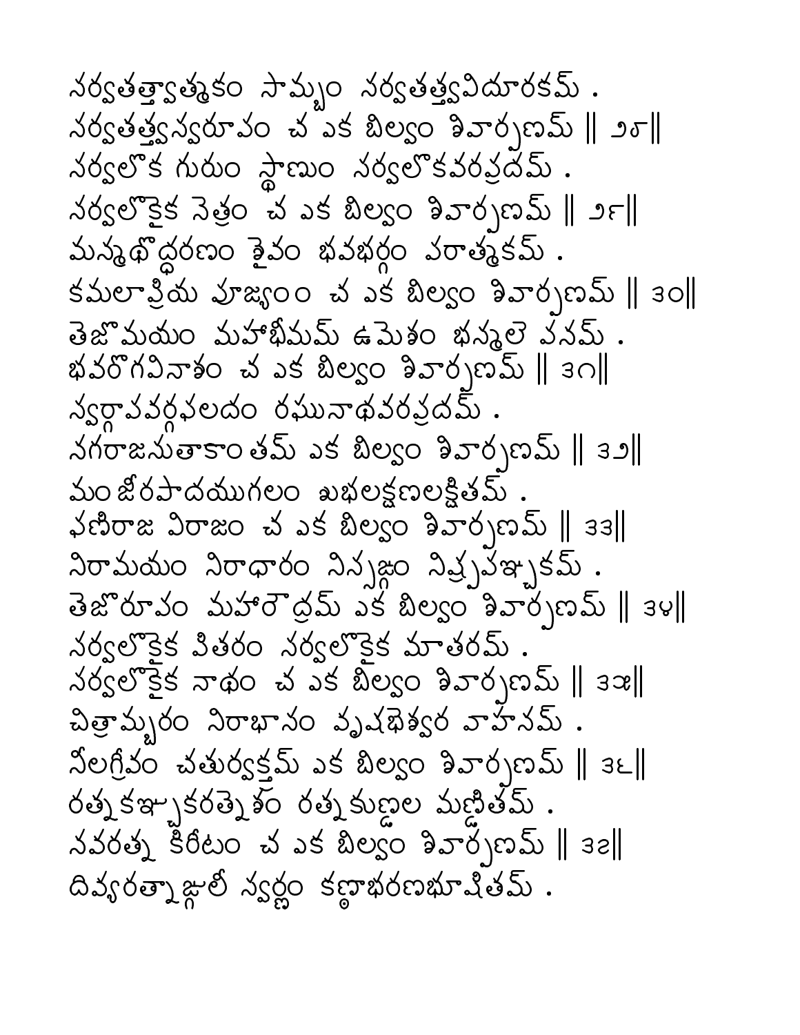నర్వతత్త్వాత్మకం సామ్బం నర్వతత్త్వవిదూరకమ్ .
నర్వతత్త్వన్వరూపం చ ఎక బిల్వం శివార్పణమ్ || ౨౮||
నర్వలోక గురుం స్థాణుం నర్వలోకవరప్రదమ్ .
నర్వలోకైక నెత్రం చ ఎక బిల్వం శివార్పణమ్ || ౨౯||
మన్మథోద్ధరణం శైవం భవభర్గం పరాత్మకమ్ .
కమలాప్రియ పూజ్యంం చ ఎక బిల్వం శివార్పణమ్ || ౩౦||
తెజోమయం మహాభీమమ్ ఉమెశం భన్మలెపనమ్ .
భవరోగవినాశం చ ఎక బిల్వం శివార్పణమ్ || ౩౧||
న్వర్గాపవర్గఫలదం రఘునాథవరప్రదమ్ .
నగరాజనుతాకాంతమ్ ఎక బిల్వం శివార్పణమ్ || ౩౨||
మంజీరపాదయుగలం శుభలక్షణలక్షితమ్ .
ఫణిరాజ విరాజం చ ఎక బిల్వం శివార్పణమ్ || ౩౩||
నిరామయం నిరాధారం నిన్సఙ్గం నిష్ప్రపఞ్చకమ్ .
తెజోరూపం మహారౌద్రమ్ ఎక బిల్వం శివార్పణమ్ || ౩౪||
నర్వలోకైక పితరం నర్వలోకైక మాతరమ్ .
నర్వలోకైక నాథం చ ఎక బిల్వం శివార్పణమ్ || ౩౫||
చిత్రామ్బరం నిరాభానం వృషభెశ్వర వాహనమ్ .
నీలగ్రీవం చతుర్వక్త్రమ్ ఎక బిల్వం శివార్పణమ్ || ౩౬||
రత్నకఞ్చుకరత్నెశం రత్నకుణ్డల మణ్డితమ్ .
నవరత్న కిరీటం చ ఎక బిల్వం శివార్పణమ్ || ౩౭||
దివ్యరత్నాఙ్గులీ న్వర్ణం కణ్ఠాభరణభూషితమ్ .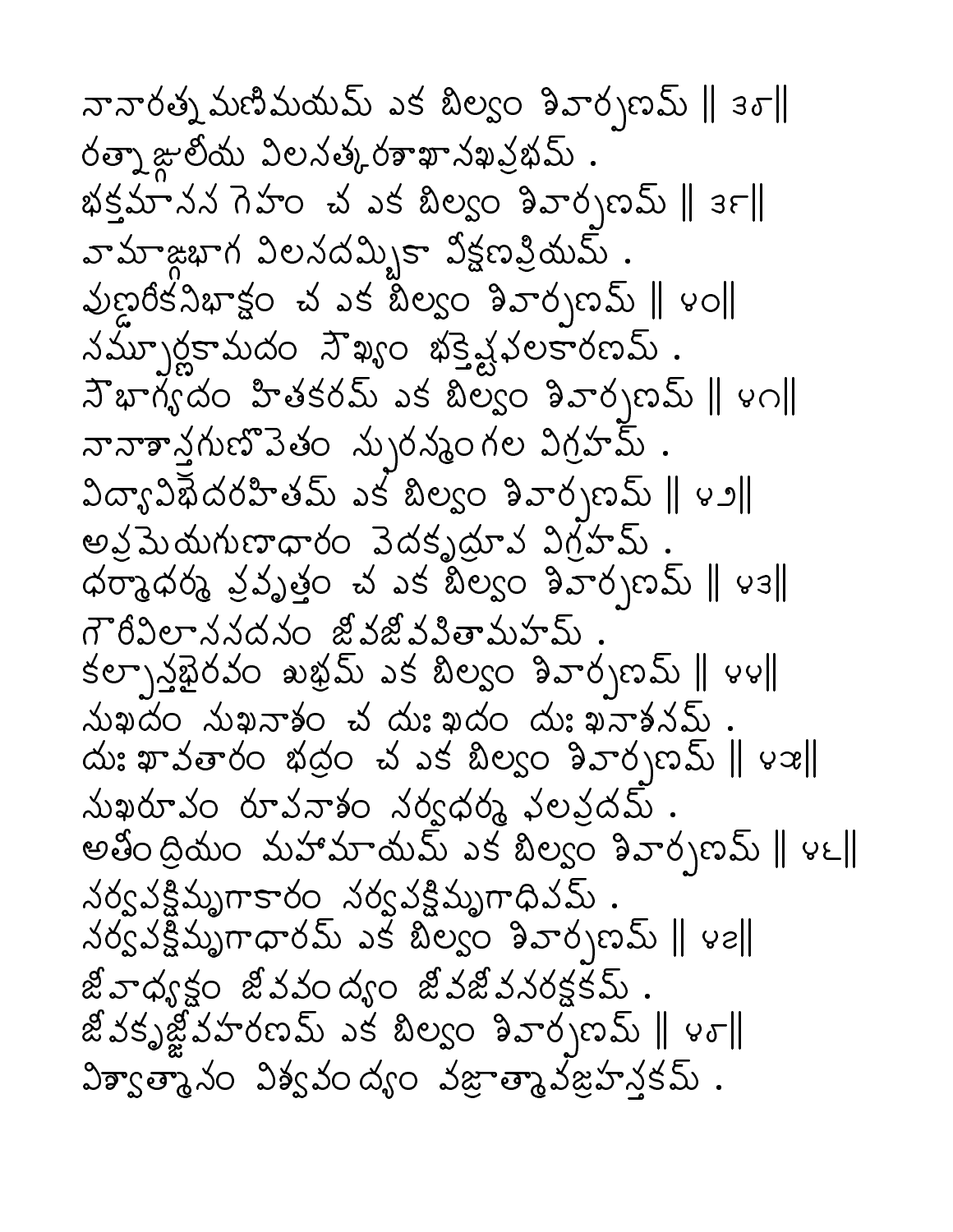నానారత్నమణిమయమ్ ఏక బిల్వం శివార్పణమ్ || ౩౮||
రత్నాఙ్గులీయ విలసత్కరశాఖానఖప్రభమ్ .
భక్తమానస గెహం చ ఏక బిల్వం శివార్పణమ్ || ౩౯||
వామాఙ్గభాగ విలసదమ్బికా వీక్షణప్రియమ్ .
పుణ్డరీకనిభాక్షం చ ఏక బిల్వం శివార్పణమ్ || ౪౦||
సమ్పూర్ణకామదం సౌఖ్యం భక్తేష్టఫలకారణమ్ .
సౌభాగ్యదం హితకరమ్ ఏక బిల్వం శివార్పణమ్ || ౪౧||
నానాశాస్త్రగుణొపెతం స్ఫురన్మంగల విగ్రహమ్ .
విద్యావిభెదరహితమ్ ఏక బిల్వం శివార్పణమ్ || ౪౨||
అప్రమెయగుణాధారం వెదకృద్రూప విగ్రహమ్ .
ధర్మాధర్మ ప్రవృత్తం చ ఏక బిల్వం శివార్పణమ్ || ౪౩||
గౌరీవిలాససదనం జీవజీవపితామహమ్ .
కల్పాన్తభైరవం శుభ్రమ్ ఏక బిల్వం శివార్పణమ్ || ౪౪||
సుఖదం సుఖనాశం చ దుఃఖదం దుఃఖనాశనమ్ .
దుఃఖావతారం భద్రం చ ఏక బిల్వం శివార్పణమ్ || ౪౫||
సుఖరూపం రూపనాశం సర్వధర్మ ఫలప్రదమ్ .
అతీంద్రియం మహామాయమ్ ఏక బిల్వం శివార్పణమ్ || ౪౬||
సర్వపక్షిమృగాకారం సర్వపక్షిమృగాధిపమ్ .
సర్వపక్షిమృగాధారమ్ ఏక బిల్వం శివార్పణమ్ || ౪౭||
జీవాధ్యక్షం జీవవంద్యం జీవజీవనరక్షకమ్ .
జీవకృజ్జీవహరణమ్ ఏక బిల్వం శివార్పణమ్ || ౪౮||
విశ్వాత్మానం విశ్వవంద్యం వజ్రాత్మావజ్రహస్తకమ్ .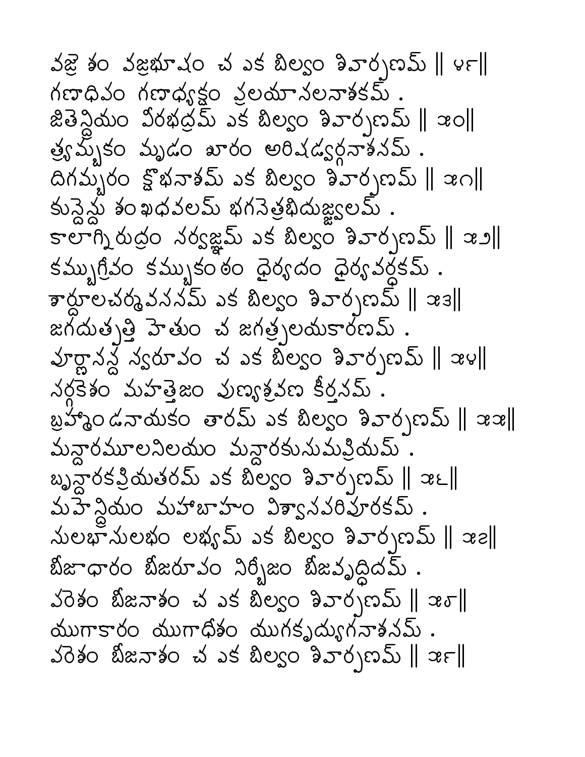వజ్రే శం వజ్రభూషం చ ఏక బిల్వం శివార్పణమ్ ‖ ౪౯‖
గణాధిపం గణాధ్యక్షం ప్రలయానలనాశకమ్ .
జితేన్ద్రియం వీరభద్రమ్ ఏక బిల్వం శివార్పణమ్ ‖ ౫౦‖
త్ర్యమ్బకం మృడం శూరం అరిషడ్వర్గనాశనమ్ .
దిగమ్బరం క్షోభనాశమ్ ఏక బిల్వం శివార్పణమ్ ‖ ౫౧‖
కున్దేన్దు శంఖధవలమ్ భగనేత్రభిదుజ్జ్వలమ్ .
కాలాగ్నిరుద్రం సర్వజ్ఞమ్ ఏక బిల్వం శివార్పణమ్ ‖ ౫౨‖
కమ్బుగ్రీవం కమ్బుకంఠం ధైర్యదం ధైర్యవర్ధకమ్ .
శార్దూలచర్మవసనమ్ ఏక బిల్వం శివార్పణమ్ ‖ ౫౩‖
జగదుత్పత్తి హేతుం చ జగత్ప్రలయకారణమ్ .
పూర్ణానన్ద స్వరూపం చ ఏక బిల్వం శివార్పణమ్ ‖ ౫౪‖
సర్గకేశం మహత్తేజం పుణ్యశ్రవణ కీర్తనమ్ .
బ్రహ్మాండనాయకం తారమ్ ఏక బిల్వం శివార్పణమ్ ‖ ౫౫‖
మన్దారమూలనిలయం మన్దారకుసుమప్రియమ్ .
బృన్దారకప్రియతరమ్ ఏక బిల్వం శివార్పణమ్ ‖ ౫౬‖
మహేన్ద్రియం మహాబాహుం విశ్వాసపరిపూరకమ్ .
సులభాసులభం లభ్యమ్ ఏక బిల్వం శివార్పణమ్ ‖ ౫౭‖
బీజాధారం బీజరూపం నిర్బీజం బీజవృద్ధిదమ్ .
పరేశం బీజనాశం చ ఏక బిల్వం శివార్పణమ్ ‖ ౫౮‖
యుగాకారం యుగాధీశం యుగకృద్యుగనాశనమ్ .
పరేశం బీజనాశం చ ఏక బిల్వం శివార్పణమ్ ‖ ౫౯‖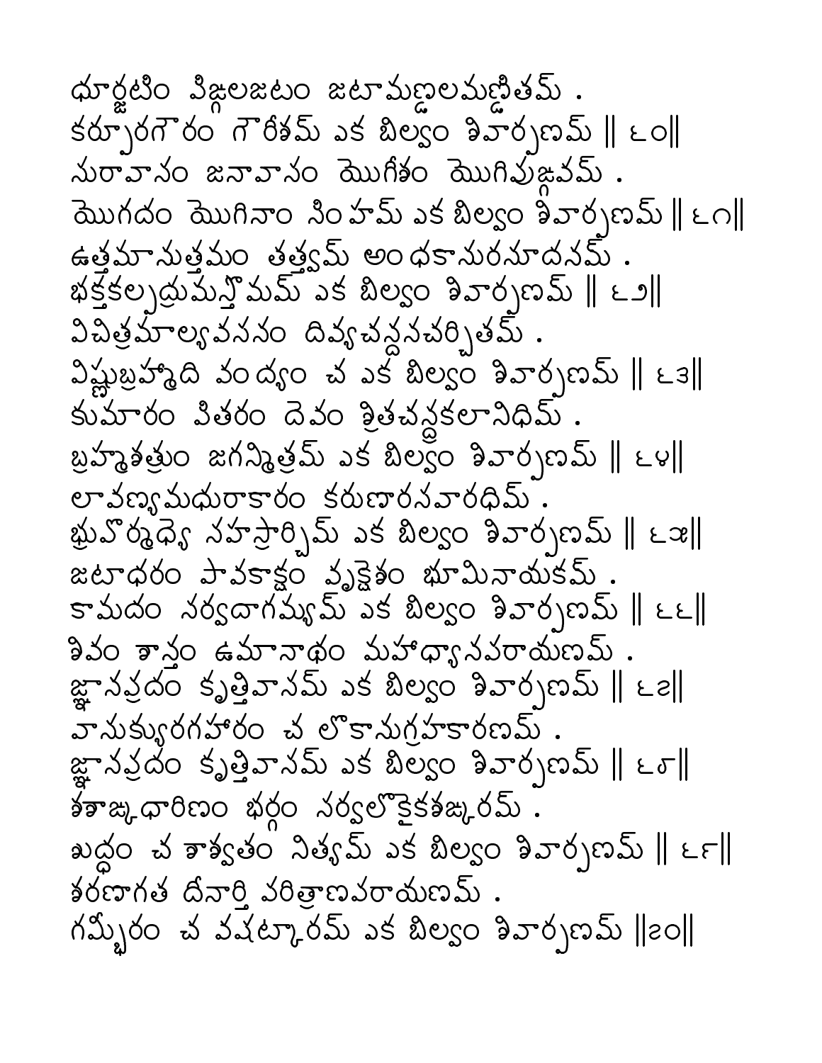ధూర్జటిం విజ్ఞలజటం జటామణ్డలమణ్డితమ్ .
కర్పూరగౌరం గౌరీశమ్ ఏక బిల్వం శివార్పణమ్ ॥ ౬౦॥
సురావాసం జనావాసం యోగీశం యోగిపుఙ్గవమ్ .
యోగదం యోగినాం సింహమ్ ఏక బిల్వం శివార్పణమ్ ॥ ౬౧॥
ఉత్తమానుత్తమం తత్త్వమ్ అంధకాసురసూదనమ్ .
భక్తకల్పద్రుమస్తోమమ్ ఏక బిల్వం శివార్పణమ్ ॥ ౬౨॥
విచిత్రమాల్యవసనం దివ్యచన్దనచర్చితమ్ .
విష్ణుబ్రహ్మాది వంద్యం చ ఏక బిల్వం శివార్పణమ్ ॥ ౬౩॥
కుమారం పితరం దేవం శ్రితచన్ద్రకలానిధిమ్ .
బ్రహ్మశత్రుం జగన్మిత్రమ్ ఏక బిల్వం శివార్పణమ్ ॥ ౬౪॥
లావణ్యమధురాకారం కరుణారసవారధిమ్ .
భ్రువోర్మధ్యే సహస్రార్చిమ్ ఏక బిల్వం శివార్పణమ్ ॥ ౬౫॥
జటాధరం పావకాక్షం వృక్షేశం భూమినాయకమ్ .
కామదం సర్వదాగమ్యమ్ ఏక బిల్వం శివార్పణమ్ ॥ ౬౬॥
శివం శాన్తం ఉమానాథం మహాధ్యానపరాయణమ్ .
జ్ఞానప్రదం కృత్తివాసమ్ ఏక బిల్వం శివార్పణమ్ ॥ ౬౭॥
వాసుక్యురగహారం చ లోకానుగ్రహకారణమ్ .
జ్ఞానప్రదం కృత్తివాసమ్ ఏక బిల్వం శివార్పణమ్ ॥ ౬౮॥
శశాఙ్కధారిణం భర్గం సర్వలోకైకశఙ్కరమ్ .
శుద్ధం చ శాశ్వతం నిత్యమ్ ఏక బిల్వం శివార్పణమ్ ॥ ౬౯॥
శరణాగత దీనార్తి పరిత్రాణపరాయణమ్ .
గమ్భీరం చ వషట్కారమ్ ఏక బిల్వం శివార్పణమ్ ॥౭౦॥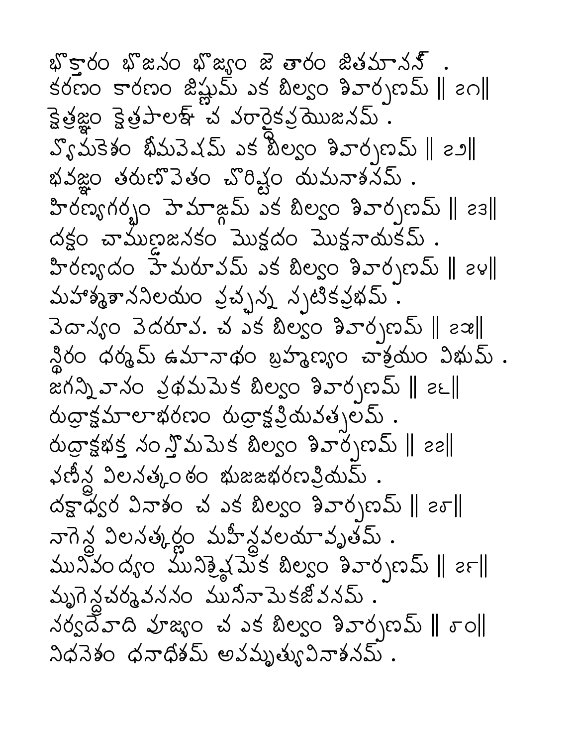భోక్తారం భోజనం భోజ్యం జెతారం జితమానన్ .
కరణం కారణం జిష్ణుమ్ ఎక బిల్వం శివార్పణమ్ ॥ ౭౧॥
క్షెత్రజ్ఞం క్షెత్రపాలఞ్ చ వరార్ధైకప్రయొజనమ్ .
వ్యొమకెశం భీమవెషమ్ ఎక బిల్వం శివార్పణమ్ ॥ ౭౨॥
భవజ్ఞం తరుణొపెతం చొరిష్టం యమనాశనమ్ .
హిరణ్యగర్భం హెమాఙ్గమ్ ఎక బిల్వం శివార్పణమ్ ॥ ౭౩॥
దక్షం చాముణ్డజనకం మొక్షదం మొక్షనాయకమ్ .
హిరణ్యదం హెమరూపమ్ ఎక బిల్వం శివార్పణమ్ ॥ ౭౪॥
మహాశ్మశాననిలయం ప్రచ్ఛన్న స్ఫటికప్రభమ్ .
వెదాస్యం వెదరూప. చ ఎక బిల్వం శివార్పణమ్ ॥ ౭౫॥
స్థిరం ధర్మమ్ ఉమానాథం బ్రహ్మణ్యం చాశ్రయం విభుమ్ .
జగన్నివానం ప్రథమమెక బిల్వం శివార్పణమ్ ॥ ౭౬॥
రుద్రాక్షమాలాభరణం రుద్రాక్షప్రియవత్సలమ్ .
రుద్రాక్షభక్త నంస్తొమమెక బిల్వం శివార్పణమ్ ॥ ౭౭॥
ఫణీన్ద్ర విలనత్కంఠం భుజఙభరణప్రియమ్ .
దక్షాధ్వర వినాశం చ ఎక బిల్వం శివార్పణమ్ ॥ ౭౮॥
నాగెన్ద్ర విలనత్కర్ణం మహీన్ద్రవలయావృతమ్ .
మునివంద్యం మునిశ్రెష్ఠమెక బిల్వం శివార్పణమ్ ॥ ౭౯॥
మృగెన్ద్రచర్మవననం మునీనామెకజీవనమ్ .
నర్వదెవాది పూజ్యం చ ఎక బిల్వం శివార్పణమ్ ॥ ౮౦॥
నిధనెశం ధనాధీశమ్ అపమృత్యువినాశనమ్ .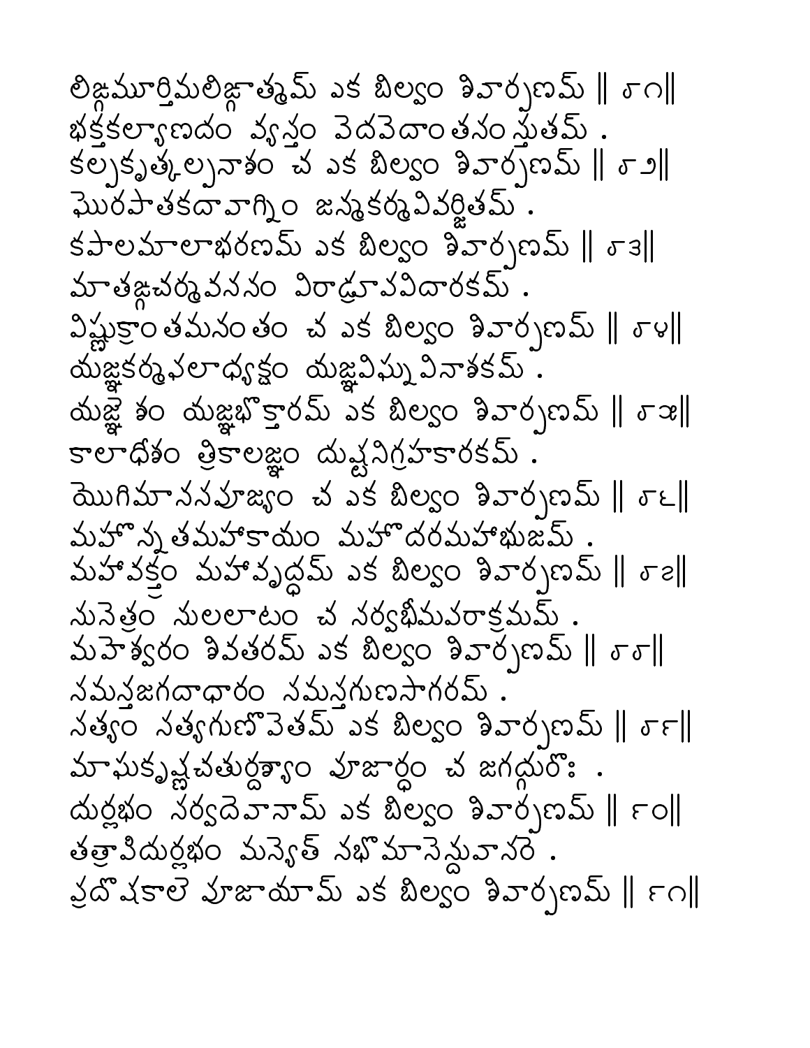లిఙ్గమూర్తిమలిఙ్గాత్మమ్ ఏక బిల్వం శివార్పణమ్ ॥ ౮౧॥
భక్తకల్యాణదం వ్యస్తం వేదవేదాంతసంస్తుతమ్ .
కల్పకృత్కల్పనాశం చ ఏక బిల్వం శివార్పణమ్ ॥ ౮౨॥
ఘోరపాతకదావాగ్నిం జన్మకర్మవివర్జితమ్ .
కపాలమాలాభరణమ్ ఏక బిల్వం శివార్పణమ్ ॥ ౮౩॥
మాతఙ్గచర్మవసనం విరాడ్రూపవిదారకమ్ .
విష్ణుక్రాంతమనంతం చ ఏక బిల్వం శివార్పణమ్ ॥ ౮౪॥
యజ్ఞకర్మఫలాధ్యక్షం యజ్ఞవిఘ్నవినాశకమ్ .
యజ్ఞేశం యజ్ఞభోక్తారమ్ ఏక బిల్వం శివార్పణమ్ ॥ ౮౫॥
కాలాధీశం త్రికాలజ్ఞం దుష్టనిగ్రహకారకమ్ .
యోగిమానసపూజ్యం చ ఏక బిల్వం శివార్పణమ్ ॥ ౮౬॥
మహోన్నతమహాకాయం మహోదరమహాభుజమ్ .
మహావక్త్రం మహావృద్ధమ్ ఏక బిల్వం శివార్పణమ్ ॥ ౮౭॥
సునేత్రం సులలాటం చ సర్వభీమపరాక్రమమ్ .
మహేశ్వరం శివతరమ్ ఏక బిల్వం శివార్పణమ్ ॥ ౮౮॥
సమస్తజగదాధారం సమస్తగుణసాగరమ్ .
సత్యం సత్యగుణోపేతమ్ ఏక బిల్వం శివార్పణమ్ ॥ ౮౯॥
మాఘకృష్ణచతుర్దశ్యాం పూజార్థం చ జగద్గురోః .
దుర్లభం సర్వదేవానామ్ ఏక బిల్వం శివార్పణమ్ ॥ ౯౦॥
తత్రాపిదుర్లభం మన్యేత్ నభోమాసేన్దువాసరే .
ప్రదోషకాలే పూజాయామ్ ఏక బిల్వం శివార్పణమ్ ॥ ౯౧॥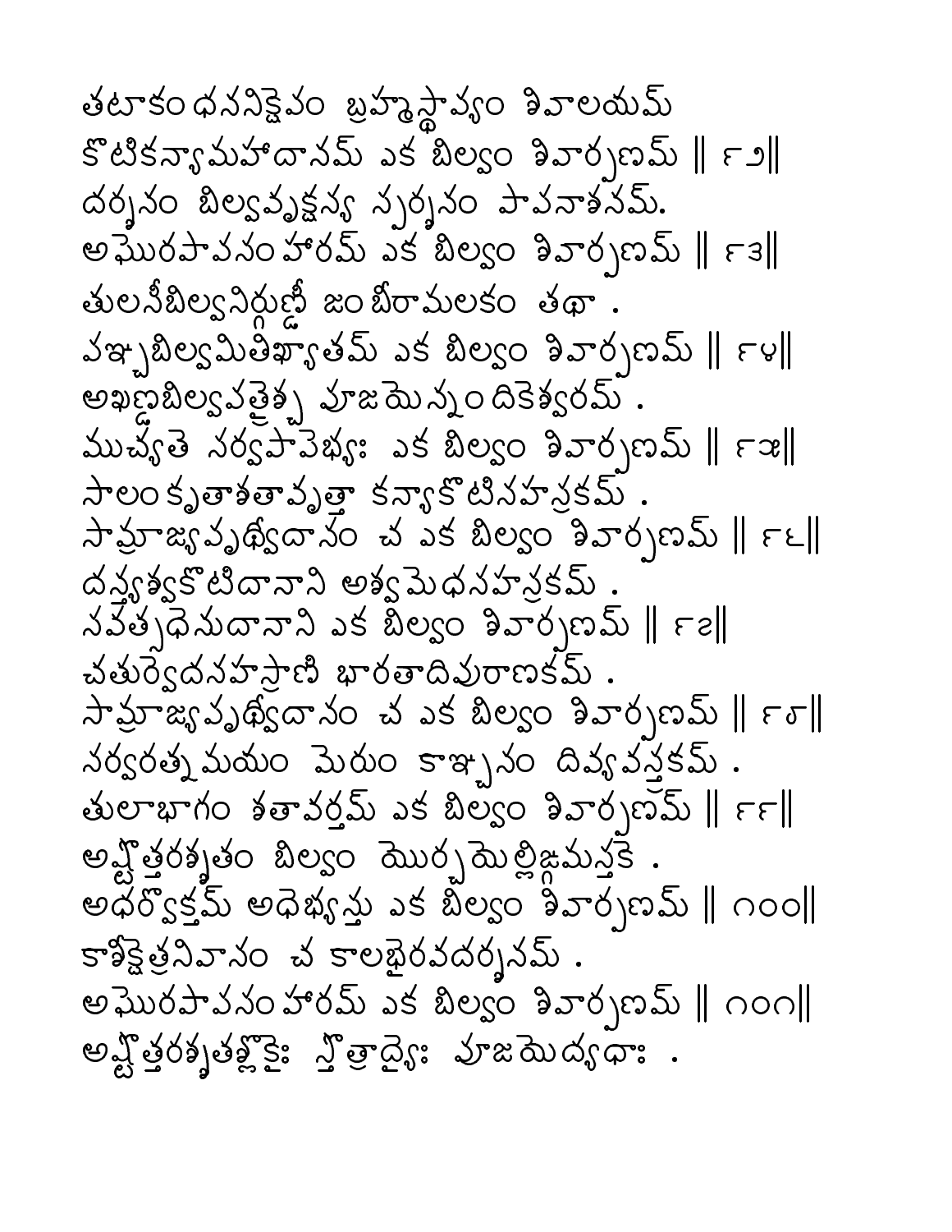తటాకంధననిక్షేపం బ్రహ్మస్థాప్యం శివాలయమ్
కొటికన్యామహాదానమ్ ఎక బిల్వం శివార్పణమ్ ॥ ౯౨॥
దర్శనం బిల్వవృక్షస్య స్పర్శనం పాపనాశనమ్.
అఘోరపాపసంహారమ్ ఎక బిల్వం శివార్పణమ్ ॥ ౯౩॥
తులసీబిల్వనిర్గుణ్డీ జంబీరామలకం తథా .
పఞ్చబిల్వమితిఖ్యాతమ్ ఎక బిల్వం శివార్పణమ్ ॥ ౯౪॥
అఖణ్డబిల్వపత్రైశ్చ పూజయెన్నందికెశ్వరమ్ .
ముచ్యతె సర్వపాపెభ్యః ఎక బిల్వం శివార్పణమ్ ॥ ౯౫॥
సాలంకృతాశతావృత్తా కన్యాకొటిసహస్రకమ్ .
సామ్రాజ్యపృథ్వీదానం చ ఎక బిల్వం శివార్పణమ్ ॥ ౯౬॥
దన్త్యశ్వకొటిదానాని అశ్వమెధసహస్రకమ్ .
సవత్సధెనుదానాని ఎక బిల్వం శివార్పణమ్ ॥ ౯౭॥
చతుర్వెదసహస్రాణి భారతాదిపురాణకమ్ .
సామ్రాజ్యపృథ్వీదానం చ ఎక బిల్వం శివార్పణమ్ ॥ ౯౮॥
సర్వరత్నమయం మెరుం కాఞ్చనం దివ్యవస్త్రకమ్ .
తులాభాగం శతావర్తమ్ ఎక బిల్వం శివార్పణమ్ ॥ ౯౯॥
అష్టొత్తరశ్శతం బిల్వం యొర్చయెల్లిఙ్గమస్తకె .
అధర్వొక్తమ్ అధెభ్యస్తు ఎక బిల్వం శివార్పణమ్ ॥ ౧౦౦॥
కాశీక్షెత్రనివాసం చ కాలభైరవదర్శనమ్ .
అఘోరపాపసంహారమ్ ఎక బిల్వం శివార్పణమ్ ॥ ౧౦౧॥
అష్టొత్తరశ్శతశ్లొకైః స్తొత్రాద్యైః పూజయెద్యథా .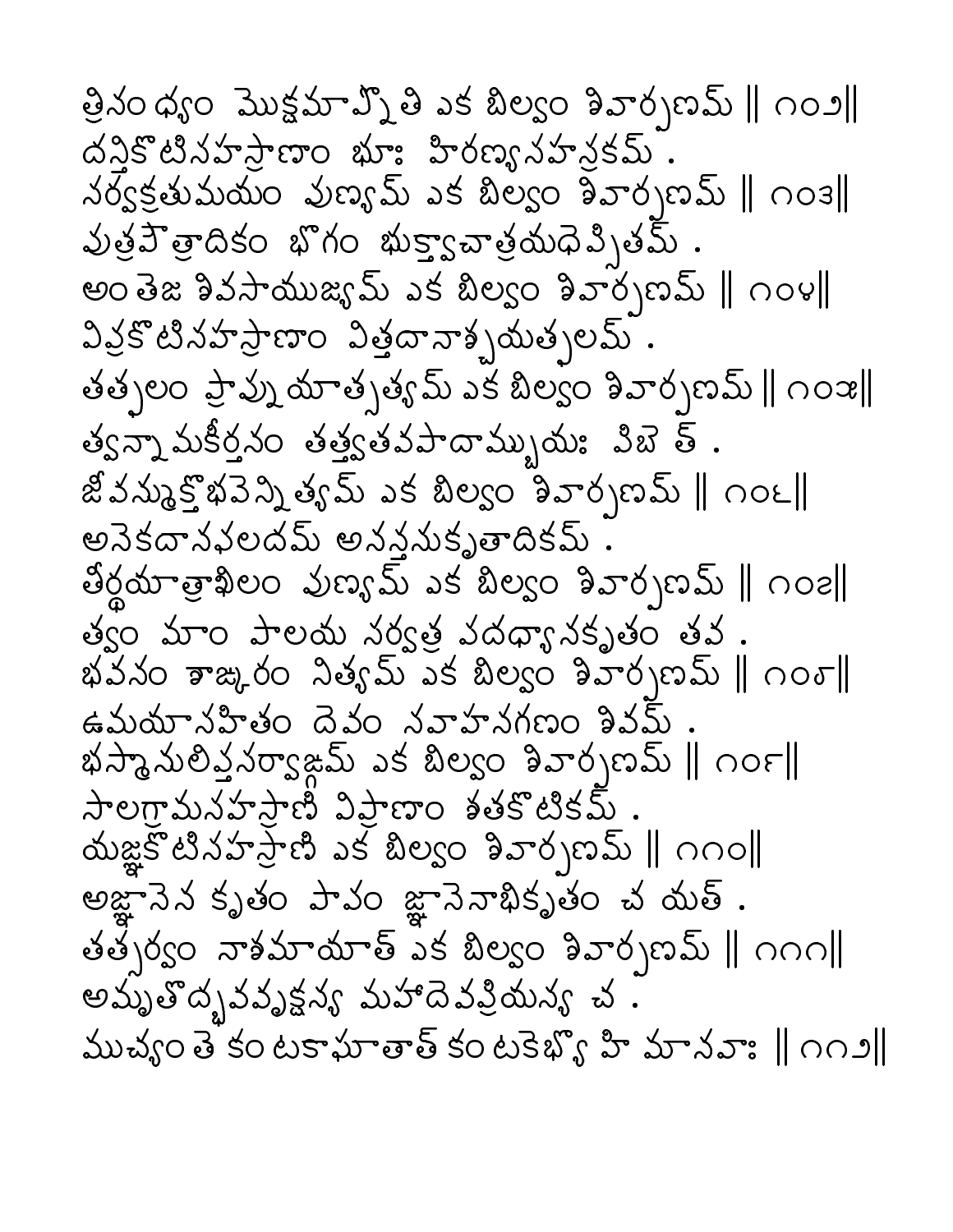త్రిసంధ్యం మోక్షమాప్నోతి ఏక బిల్వం శివార్పణమ్ ॥ ౧౦౨॥
దన్తికోటిసహస్రాణాం భూః హిరణ్యసహస్రకమ్ .
సర్వక్రతుమయం పుణ్యమ్ ఏక బిల్వం శివార్పణమ్ ॥ ౧౦౩॥
పుత్రపౌత్రాదికం భోగం భుక్త్వాచాత్రయథేప్సితమ్ .
అంతేజ శివసాయుజ్యమ్ ఏక బిల్వం శివార్పణమ్ ॥ ౧౦౪॥
విప్రకోటిసహస్రాణాం విత్తదానాశ్చయత్ఫలమ్ .
తత్ఫలం ప్రాప్నుయాత్సత్యమ్ ఏక బిల్వం శివార్పణమ్ ॥ ౧౦౫॥
త్వన్నామకీర్తనం తత్త్వతవపాదామ్బుయః పిబేత్ .
జీవన్ముక్తోభవేన్నిత్యమ్ ఏక బిల్వం శివార్పణమ్ ॥ ౧౦౬॥
అనేకదానఫలదమ్ అనన్తసుకృతాదికమ్ .
తీర్థయాత్రాఖిలం పుణ్యమ్ ఏక బిల్వం శివార్పణమ్ ॥ ౧౦౭॥
త్వం మాం పాలయ సర్వత్ర పదధ్యానకృతం తవ .
భవనం శాఙ్కరం నిత్యమ్ ఏక బిల్వం శివార్పణమ్ ॥ ౧౦౮॥
ఉమయాసహితం దేవం సవాహనగణం శివమ్ .
భస్మానులిప్తసర్వాఙ్గమ్ ఏక బిల్వం శివార్పణమ్ ॥ ౧౦౯॥
సాలగ్రామసహస్రాణి విప్రాణాం శతకోటికమ్ .
యజ్ఞకోటిసహస్రాణి ఏక బిల్వం శివార్పణమ్ ॥ ౧౧౦॥
అజ్ఞానేన కృతం పాపం జ్ఞానేనాభికృతం చ యత్ .
తత్సర్వం నాశమాయాత్ ఏక బిల్వం శివార్పణమ్ ॥ ౧౧౧॥
అమృతోద్భవవృక్షస్య మహాదేవప్రియస్య చ .
ముచ్యంతే కంటకాఘాతాత్ కంటకేభ్యో హి మానవాః ॥ ౧౧౨॥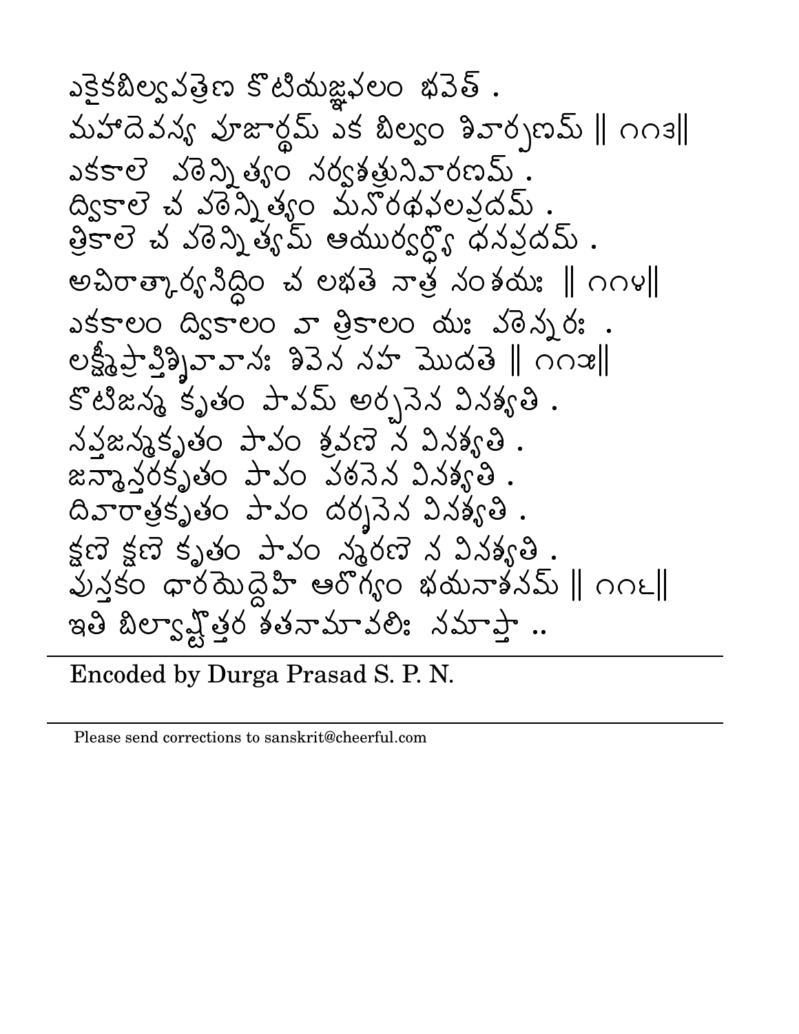ఎకైకబిల్వపత్రేణ కొటియజ్ఞఫలం భవెత్ .
మహాదెవస్య పూజార్థమ్ ఎక బిల్వం శివార్పణమ్ ॥ ౧౧౩॥
ఎకకాలె పఠెన్నిత్యం సర్వశత్రునివారణమ్ .
ద్వికాలె చ పఠెన్నిత్యం మనొరథఫలప్రదమ్ .
త్రికాలె చ పఠెన్నిత్యమ్ ఆయుర్వర్ధ్యొ ధనప్రదమ్ .
అచిరాత్కార్యసిద్ధిం చ లభతె నాత్ర సంశయః ॥ ౧౧౪॥
ఎకకాలం ద్వికాలం వా త్రికాలం యః పఠెన్నరః .
లక్ష్మీప్రాప్తిశ్శివావాసః శివెన సహ మొదతె ॥ ౧౧౫॥
కొటిజన్మ కృతం పాపమ్ అర్చనెన వినశ్యతి .
సప్తజన్మకృతం పాపం శ్రవణె న వినశ్యతి .
జన్మాన్తరకృతం పాపం పఠనెన వినశ్యతి .
దివారాత్రకృతం పాపం దర్శనెన వినశ్యతి .
క్షణె క్షణె కృతం పాపం స్మరణె న వినశ్యతి .
పుస్తకం ధారయెద్దెహీ ఆరొగ్యం భయనాశనమ్ ॥ ౧౧౬॥
ఇతి బిల్వాష్టొత్తర శతనామావలిః సమాప్తా ..

---

Encoded by Durga Prasad S. P. N.

---

Please send corrections to sanskrit@cheerful.com